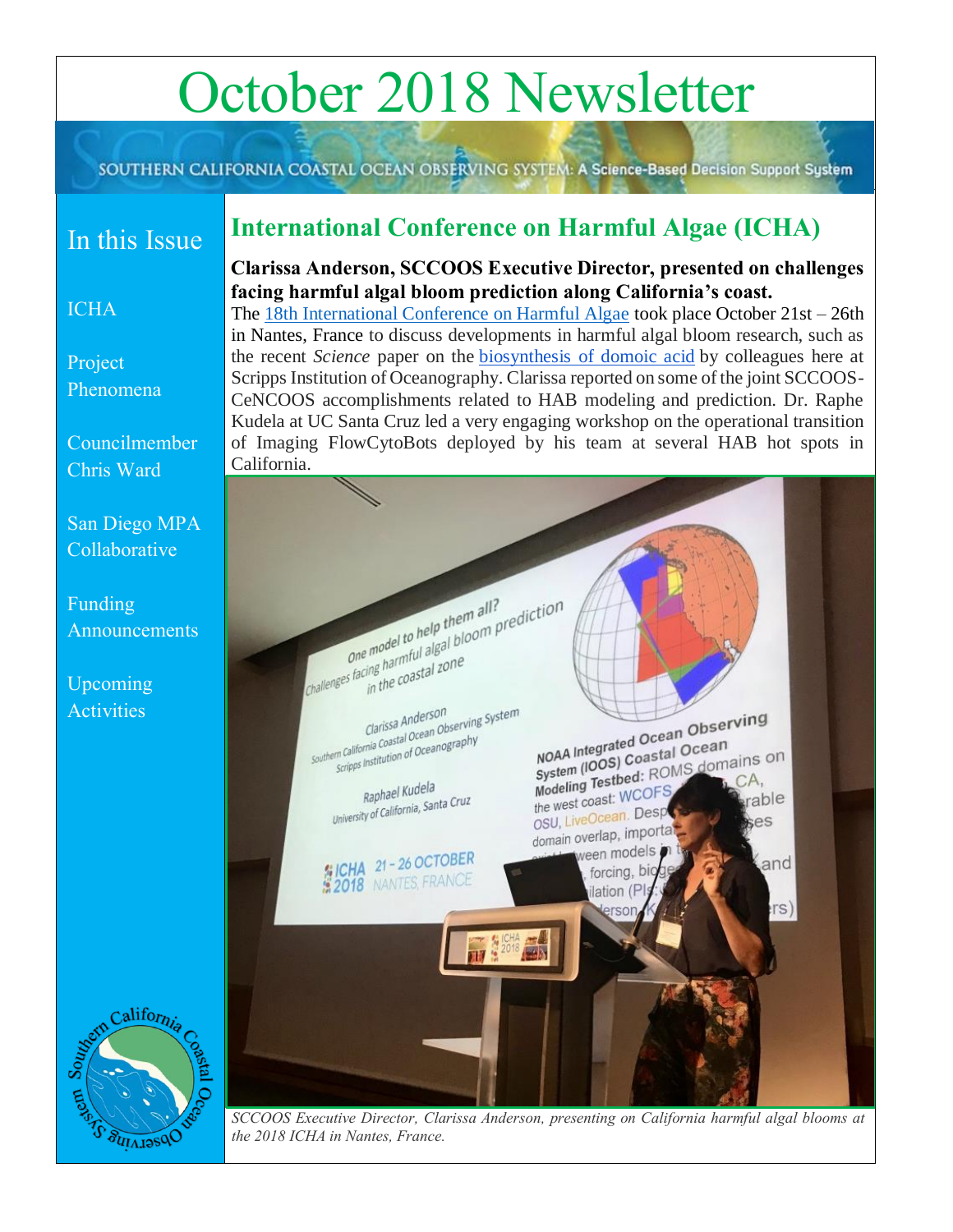# October 2018 Newsletter

SOUTHERN CALIFORNIA COASTAL OCEAN OBSERVING SYSTEM: A Science-Based Decision Support System

## In this Issue

- ICHA
- Project Phenomena
- Councilmember Chris Ward
- San Diego MPA Collaborative
- Funding Announcements
- Upcoming Activities

## International Conference on Harmful Algae (ICHA)

**Clarissa Anderson, SCCOOS Executive Director, presented on challenges facing harmful algal bloom prediction along California's coast.**

The 18th International Conference on Harmful Algae took place October 21st – 26th in Nantes, France to discuss developments in harmful algal bloom research, such as the recent *Science* paper on the biosynthesis of domoic acid by colleagues here at Scripps Institution of Oceanography. Clarissa reported on some of the joint SCCOOS-CeNCOOS accomplishments related to HAB modeling and prediction. Dr. Raphe Kudela at UC Santa Cruz led a very engaging workshop on the operational transition of Imaging FlowCytoBots deployed by his team at several HAB hot spots in California.

*SCCOOS Executive Director, Clarissa Anderson, presenting on California harmful algal blooms at the 2018 ICHA in Nantes, France.*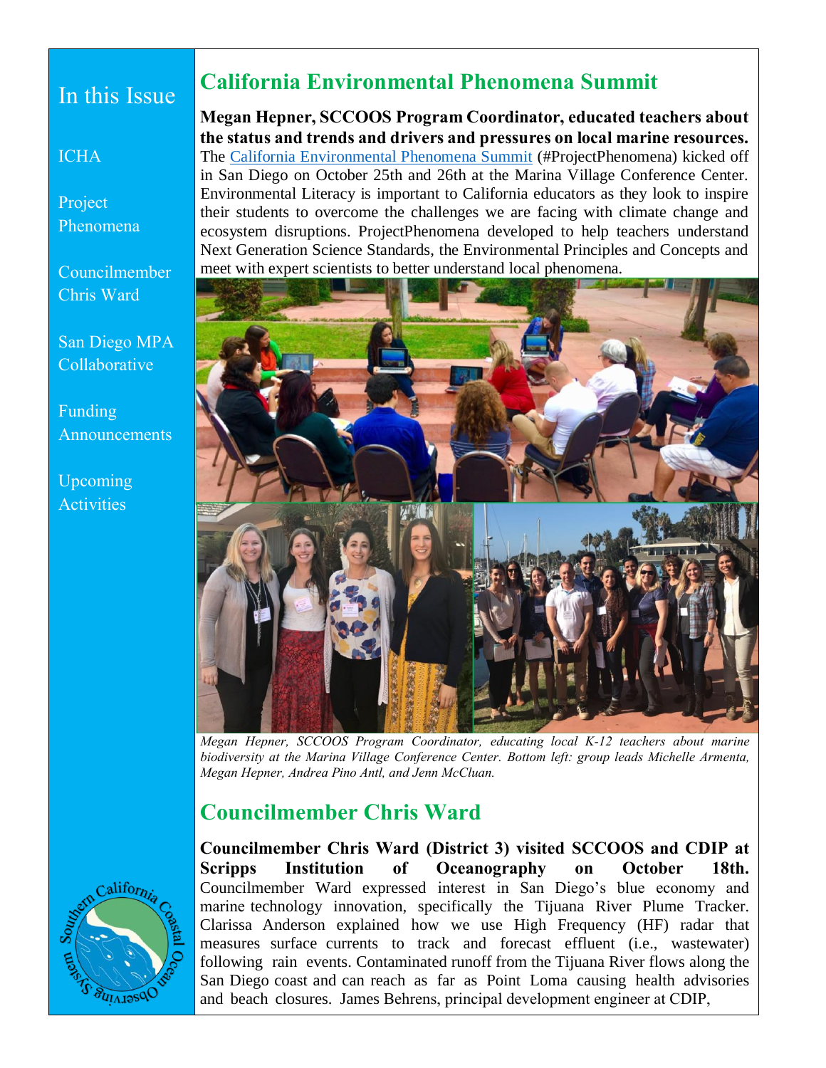In this Issue

ICHA

Project Phenomena

Councilmember Chris Ward

San Diego MPA Collaborative

Funding Announcements

Upcoming Activities

## California Environmental Phenomena Summit

**Megan Hepner, SCCOOS Program Coordinator, educated teachers about the status and trends and drivers and pressures on local marine resources.** The [California Environmental Phenomena Summit] (#ProjectPhenomena) kicked off in San Diego on October 25th and 26th at the Marina Village Conference Center. Environmental Literacy is important to California educators as they look to inspire their students to overcome the challenges we are facing with climate change and ecosystem disruptions. ProjectPhenomena developed to help teachers understand Next Generation Science Standards, the Environmental Principles and Concepts and meet with expert scientists to better understand local phenomena.

*Megan Hepner, SCCOOS Program Coordinator, educating local K-12 teachers about marine biodiversity at the Marina Village Conference Center. Bottom left: group leads Michelle Armenta, Megan Hepner, Andrea Pino Antl, and Jenn McCluan.*

## Councilmember Chris Ward

**Councilmember Chris Ward (District 3) visited SCCOOS and CDIP at Scripps Institution of Oceanography on October 18th.** Councilmember Ward expressed interest in San Diego's blue economy and marine technology innovation, specifically the Tijuana River Plume Tracker. Clarissa Anderson explained how we use High Frequency (HF) radar that measures surface currents to track and forecast effluent (i.e., wastewater) following rain events. Contaminated runoff from the Tijuana River flows along the San Diego coast and can reach as far as Point Loma causing health advisories and beach closures. James Behrens, principal development engineer at CDIP,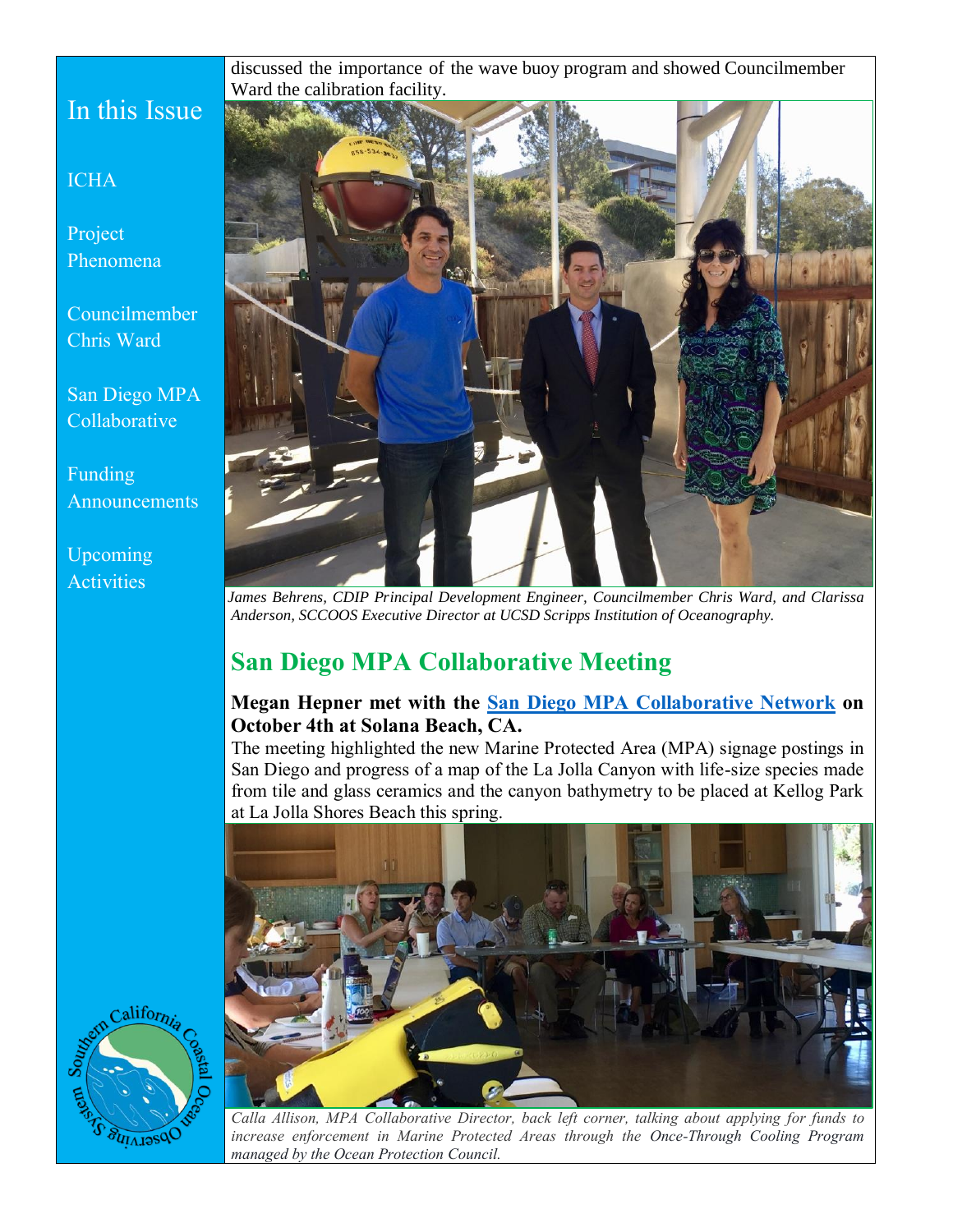## In this Issue

ICHA

Project Phenomena

Councilmember Chris Ward

San Diego MPA Collaborative

Funding Announcements

Upcoming Activities

discussed the importance of the wave buoy program and showed Councilmember Ward the calibration facility.

*James Behrens, CDIP Principal Development Engineer, Councilmember Chris Ward, and Clarissa Anderson, SCCOOS Executive Director at UCSD Scripps Institution of Oceanography.*

## San Diego MPA Collaborative Meeting

**Megan Hepner met with the San Diego MPA Collaborative Network on October 4th at Solana Beach, CA.**

The meeting highlighted the new Marine Protected Area (MPA) signage postings in San Diego and progress of a map of the La Jolla Canyon with life-size species made from tile and glass ceramics and the canyon bathymetry to be placed at Kellog Park at La Jolla Shores Beach this spring.

*Calla Allison, MPA Collaborative Director, back left corner, talking about applying for funds to increase enforcement in Marine Protected Areas through the Once-Through Cooling Program managed by the Ocean Protection Council.*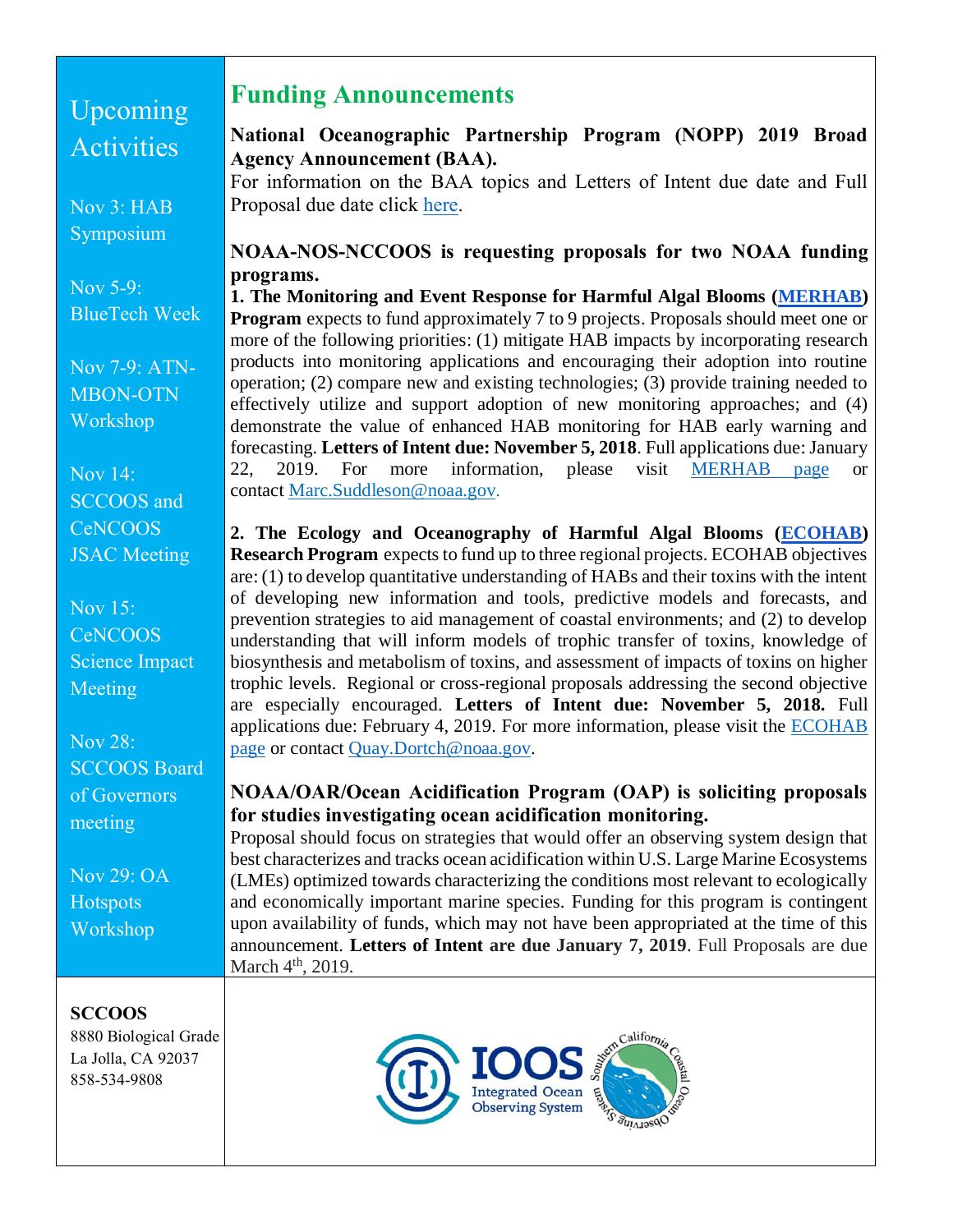## Upcoming Activities

Nov 3: HAB Symposium

Nov 5-9: BlueTech Week

Nov 7-9: ATN-MBON-OTN Workshop

Nov 14: SCCOOS and CeNCOOS JSAC Meeting

Nov 15: CeNCOOS Science Impact Meeting

Nov 28: SCCOOS Board of Governors meeting

Nov 29: OA Hotspots Workshop

## Funding Announcements

**National Oceanographic Partnership Program (NOPP) 2019 Broad Agency Announcement (BAA).**
For information on the BAA topics and Letters of Intent due date and Full Proposal due date click here.

**NOAA-NOS-NCCOOS is requesting proposals for two NOAA funding programs.**

**1. The Monitoring and Event Response for Harmful Algal Blooms (MERHAB) Program** expects to fund approximately 7 to 9 projects. Proposals should meet one or more of the following priorities: (1) mitigate HAB impacts by incorporating research products into monitoring applications and encouraging their adoption into routine operation; (2) compare new and existing technologies; (3) provide training needed to effectively utilize and support adoption of new monitoring approaches; and (4) demonstrate the value of enhanced HAB monitoring for HAB early warning and forecasting. **Letters of Intent due: November 5, 2018**. Full applications due: January 22, 2019. For more information, please visit MERHAB page or contact Marc.Suddleson@noaa.gov.

**2. The Ecology and Oceanography of Harmful Algal Blooms (ECOHAB) Research Program** expects to fund up to three regional projects. ECOHAB objectives are: (1) to develop quantitative understanding of HABs and their toxins with the intent of developing new information and tools, predictive models and forecasts, and prevention strategies to aid management of coastal environments; and (2) to develop understanding that will inform models of trophic transfer of toxins, knowledge of biosynthesis and metabolism of toxins, and assessment of impacts of toxins on higher trophic levels. Regional or cross-regional proposals addressing the second objective are especially encouraged. **Letters of Intent due: November 5, 2018.** Full applications due: February 4, 2019. For more information, please visit the ECOHAB page or contact Quay.Dortch@noaa.gov.

**NOAA/OAR/Ocean Acidification Program (OAP) is soliciting proposals for studies investigating ocean acidification monitoring.**
Proposal should focus on strategies that would offer an observing system design that best characterizes and tracks ocean acidification within U.S. Large Marine Ecosystems (LMEs) optimized towards characterizing the conditions most relevant to ecologically and economically important marine species. Funding for this program is contingent upon availability of funds, which may not have been appropriated at the time of this announcement. **Letters of Intent are due January 7, 2019**. Full Proposals are due March 4th, 2019.

**SCCOOS**
8880 Biological Grade
La Jolla, CA 92037
858-534-9808

IOOS Integrated Ocean Observing System

Southern California Coastal Ocean Observing System